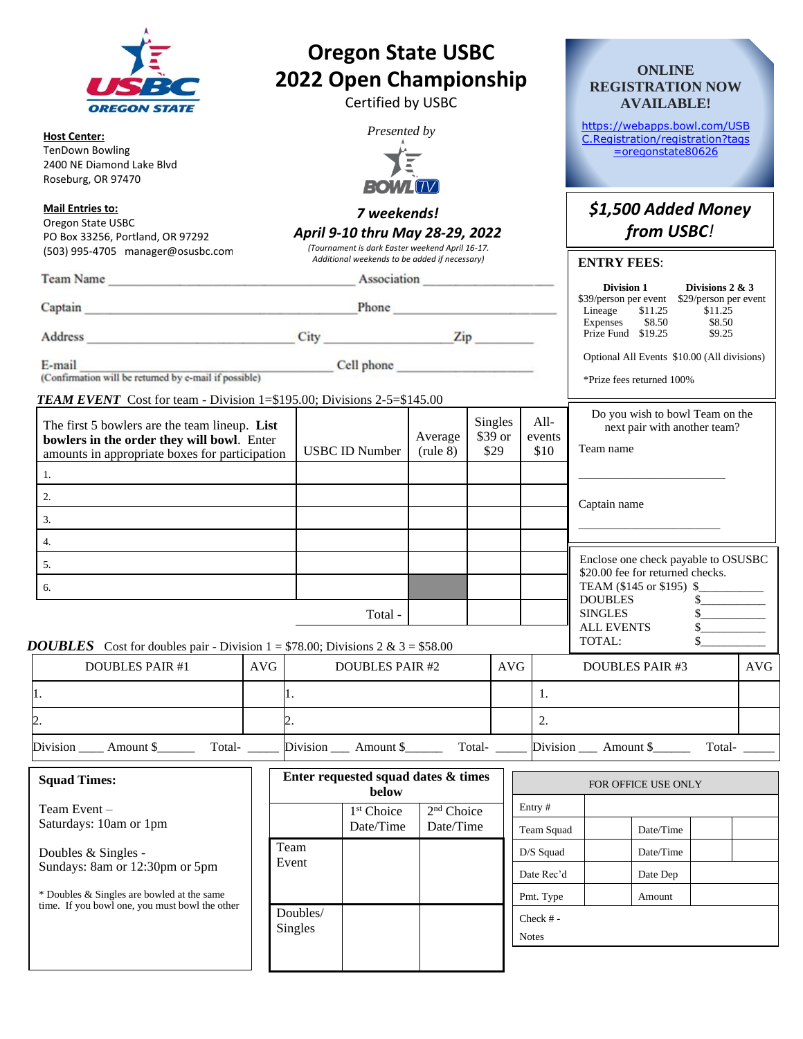# Oregon State USBC 2022 Open Championship

Certified by USBC

*Presented by*

BOWL TV

**Host Center:**
TenDown Bowling
2400 NE Diamond Lake Blvd
Roseburg, OR 97470

**Mail Entries to:**
Oregon State USBC
PO Box 33256, Portland, OR 97292
(503) 995-4705 manager@osusbc.com

***7 weekends!***

***April 9-10 thru May 28-29, 2022***

*(Tournament is dark Easter weekend April 16-17. Additional weekends to be added if necessary)*

**ONLINE REGISTRATION NOW AVAILABLE!**

https://webapps.bowl.com/USBC.Registration/registration?tags=oregonstate80626

***$1,500 Added Money from USBC!***

**ENTRY FEES:**

| | Division 1 | Divisions 2 & 3 |
|---|---|---|
| | $39/person per event | $29/person per event |
| Lineage | $11.25 | $11.25 |
| Expenses | $8.50 | $8.50 |
| Prize Fund | $19.25 | $9.25 |

Optional All Events $10.00 (All divisions)

*Prize fees returned 100%

Team Name ______________________ Association ______________

Captain ______________________ Phone ______________

Address ______________________ City ______________ Zip ________

E-mail ______________________ Cell phone ______________
(Confirmation will be returned by e-mail if possible)

***TEAM EVENT*** Cost for team - Division 1=$195.00; Divisions 2-5=$145.00

| The first 5 bowlers are the team lineup. **List bowlers in the order they will bowl.** Enter amounts in appropriate boxes for participation | USBC ID Number | Average (rule 8) | Singles $39 or $29 | All-events $10 |
|---|---|---|---|---|
| 1. | | | | |
| 2. | | | | |
| 3. | | | | |
| 4. | | | | |
| 5. | | | | |
| 6. | | | | |
| | Total - | | | |

Do you wish to bowl Team on the next pair with another team?

Team name ______________________

Captain name ______________________

Enclose one check payable to OSUSBC
$20.00 fee for returned checks.

TEAM ($145 or $195) $__________
DOUBLES $__________
SINGLES $__________
ALL EVENTS $__________
TOTAL: $__________

***DOUBLES*** Cost for doubles pair - Division 1 = $78.00; Divisions 2 & 3 = $58.00

| DOUBLES PAIR #1 | AVG | DOUBLES PAIR #2 | AVG | DOUBLES PAIR #3 | AVG |
|---|---|---|---|---|---|
| 1. | | 1. | | 1. | |
| 2. | | 2. | | 2. | |
| Division ____ Amount $______ Total- _____ | | Division ___ Amount $______ Total- _____ | | Division ___ Amount $______ Total- _____ | |

**Squad Times:**

Team Event –
Saturdays: 10am or 1pm

Doubles & Singles -
Sundays: 8am or 12:30pm or 5pm

* Doubles & Singles are bowled at the same time. If you bowl one, you must bowl the other

**Enter requested squad dates & times below**

| | 1st Choice Date/Time | 2nd Choice Date/Time |
|---|---|---|
| Team Event | | |
| Doubles/ Singles | | |

FOR OFFICE USE ONLY

| Entry # | | | |
|---|---|---|---|
| Team Squad | | Date/Time | |
| D/S Squad | | Date/Time | |
| Date Rec'd | | Date Dep | |
| Pmt. Type | | Amount | |
| Check # - | | | |
| Notes | | | |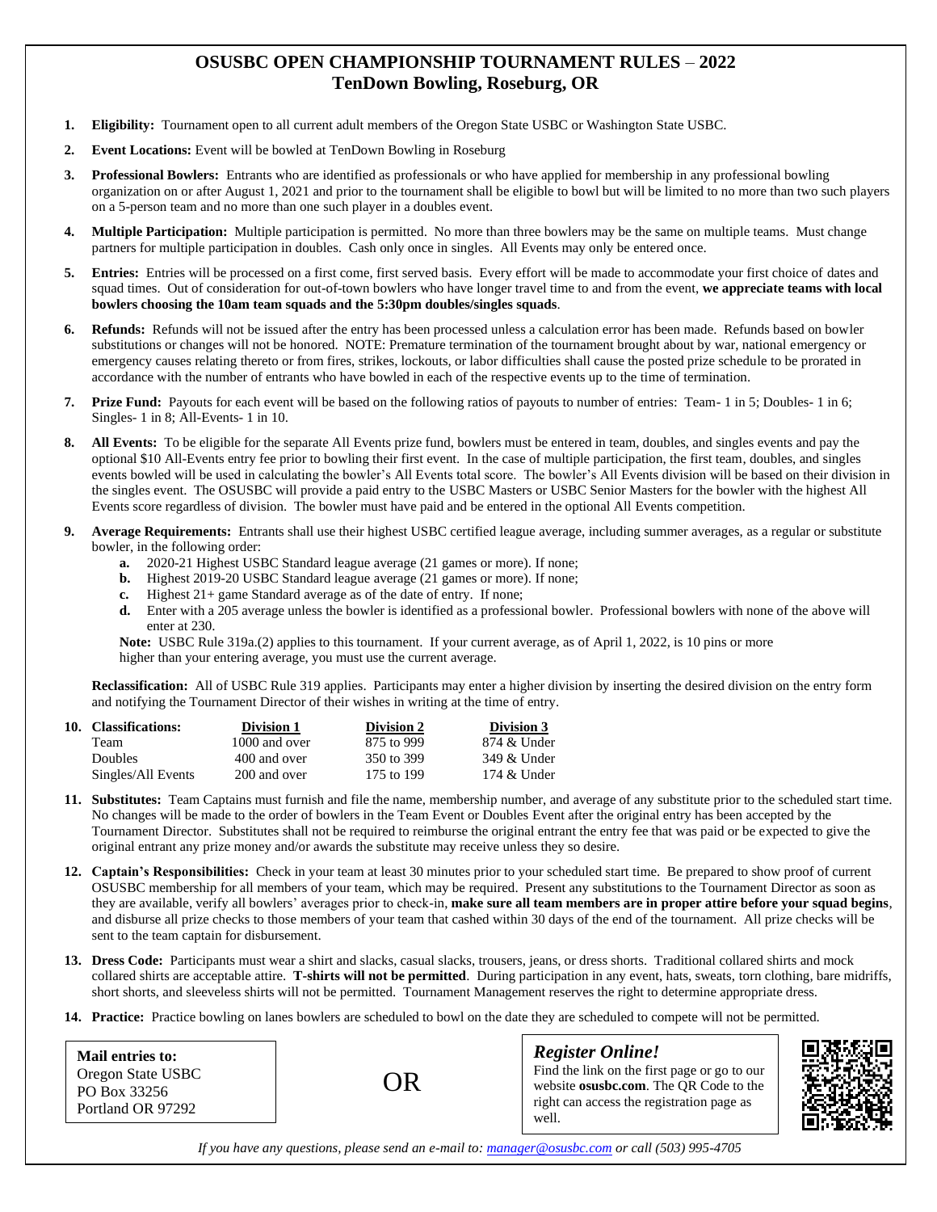# OSUSBC OPEN CHAMPIONSHIP TOURNAMENT RULES – 2022
## TenDown Bowling, Roseburg, OR

1. **Eligibility:** Tournament open to all current adult members of the Oregon State USBC or Washington State USBC.

2. **Event Locations:** Event will be bowled at TenDown Bowling in Roseburg

3. **Professional Bowlers:** Entrants who are identified as professionals or who have applied for membership in any professional bowling organization on or after August 1, 2021 and prior to the tournament shall be eligible to bowl but will be limited to no more than two such players on a 5-person team and no more than one such player in a doubles event.

4. **Multiple Participation:** Multiple participation is permitted. No more than three bowlers may be the same on multiple teams. Must change partners for multiple participation in doubles. Cash only once in singles. All Events may only be entered once.

5. **Entries:** Entries will be processed on a first come, first served basis. Every effort will be made to accommodate your first choice of dates and squad times. Out of consideration for out-of-town bowlers who have longer travel time to and from the event, **we appreciate teams with local bowlers choosing the 10am team squads and the 5:30pm doubles/singles squads**.

6. **Refunds:** Refunds will not be issued after the entry has been processed unless a calculation error has been made. Refunds based on bowler substitutions or changes will not be honored. NOTE: Premature termination of the tournament brought about by war, national emergency or emergency causes relating thereto or from fires, strikes, lockouts, or labor difficulties shall cause the posted prize schedule to be prorated in accordance with the number of entrants who have bowled in each of the respective events up to the time of termination.

7. **Prize Fund:** Payouts for each event will be based on the following ratios of payouts to number of entries: Team- 1 in 5; Doubles- 1 in 6; Singles- 1 in 8; All-Events- 1 in 10.

8. **All Events:** To be eligible for the separate All Events prize fund, bowlers must be entered in team, doubles, and singles events and pay the optional $10 All-Events entry fee prior to bowling their first event. In the case of multiple participation, the first team, doubles, and singles events bowled will be used in calculating the bowler's All Events total score. The bowler's All Events division will be based on their division in the singles event. The OSUSBC will provide a paid entry to the USBC Masters or USBC Senior Masters for the bowler with the highest All Events score regardless of division. The bowler must have paid and be entered in the optional All Events competition.

9. **Average Requirements:** Entrants shall use their highest USBC certified league average, including summer averages, as a regular or substitute bowler, in the following order:
   - **a.** 2020-21 Highest USBC Standard league average (21 games or more). If none;
   - **b.** Highest 2019-20 USBC Standard league average (21 games or more). If none;
   - **c.** Highest 21+ game Standard average as of the date of entry. If none;
   - **d.** Enter with a 205 average unless the bowler is identified as a professional bowler. Professional bowlers with none of the above will enter at 230.

   **Note:** USBC Rule 319a.(2) applies to this tournament. If your current average, as of April 1, 2022, is 10 pins or more higher than your entering average, you must use the current average.

   **Reclassification:** All of USBC Rule 319 applies. Participants may enter a higher division by inserting the desired division on the entry form and notifying the Tournament Director of their wishes in writing at the time of entry.

10. **Classifications:**

| | Division 1 | Division 2 | Division 3 |
|---|---|---|---|
| Team | 1000 and over | 875 to 999 | 874 & Under |
| Doubles | 400 and over | 350 to 399 | 349 & Under |
| Singles/All Events | 200 and over | 175 to 199 | 174 & Under |

11. **Substitutes:** Team Captains must furnish and file the name, membership number, and average of any substitute prior to the scheduled start time. No changes will be made to the order of bowlers in the Team Event or Doubles Event after the original entry has been accepted by the Tournament Director. Substitutes shall not be required to reimburse the original entrant the entry fee that was paid or be expected to give the original entrant any prize money and/or awards the substitute may receive unless they so desire.

12. **Captain's Responsibilities:** Check in your team at least 30 minutes prior to your scheduled start time. Be prepared to show proof of current OSUSBC membership for all members of your team, which may be required. Present any substitutions to the Tournament Director as soon as they are available, verify all bowlers' averages prior to check-in, **make sure all team members are in proper attire before your squad begins**, and disburse all prize checks to those members of your team that cashed within 30 days of the end of the tournament. All prize checks will be sent to the team captain for disbursement.

13. **Dress Code:** Participants must wear a shirt and slacks, casual slacks, trousers, jeans, or dress shorts. Traditional collared shirts and mock collared shirts are acceptable attire. **T-shirts will not be permitted**. During participation in any event, hats, sweats, torn clothing, bare midriffs, short shorts, and sleeveless shirts will not be permitted. Tournament Management reserves the right to determine appropriate dress.

14. **Practice:** Practice bowling on lanes bowlers are scheduled to bowl on the date they are scheduled to compete will not be permitted.

**Mail entries to:**
Oregon State USBC
PO Box 33256
Portland OR 97292

OR

***Register Online!***
Find the link on the first page or go to our website **osusbc.com**. The QR Code to the right can access the registration page as well.

*If you have any questions, please send an e-mail to: manager@osusbc.com or call (503) 995-4705*